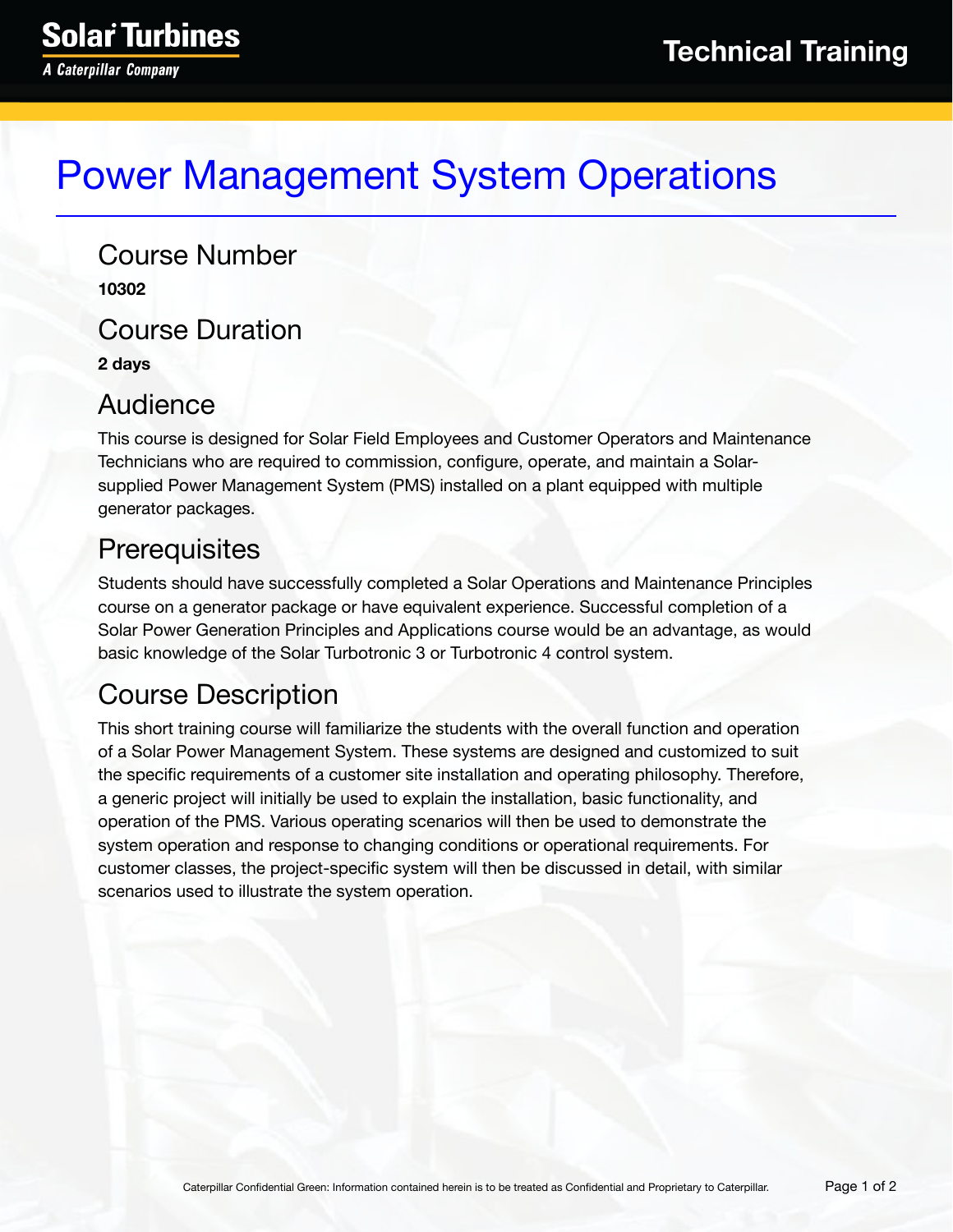# Power Management System Operations

## Course Number

**10302**

## Course Duration

**2 days**

## Audience

This course is designed for Solar Field Employees and Customer Operators and Maintenance Technicians who are required to commission, configure, operate, and maintain a Solar-supplied Power Management System (PMS) installed on a plant equipped with multiple generator packages.

## Prerequisites

Students should have successfully completed a Solar Operations and Maintenance Principles course on a generator package or have equivalent experience. Successful completion of a Solar Power Generation Principles and Applications course would be an advantage, as would basic knowledge of the Solar Turbotronic 3 or Turbotronic 4 control system.

## Course Description

This short training course will familiarize the students with the overall function and operation of a Solar Power Management System. These systems are designed and customized to suit the specific requirements of a customer site installation and operating philosophy. Therefore, a generic project will initially be used to explain the installation, basic functionality, and operation of the PMS. Various operating scenarios will then be used to demonstrate the system operation and response to changing conditions or operational requirements. For customer classes, the project-specific system will then be discussed in detail, with similar scenarios used to illustrate the system operation.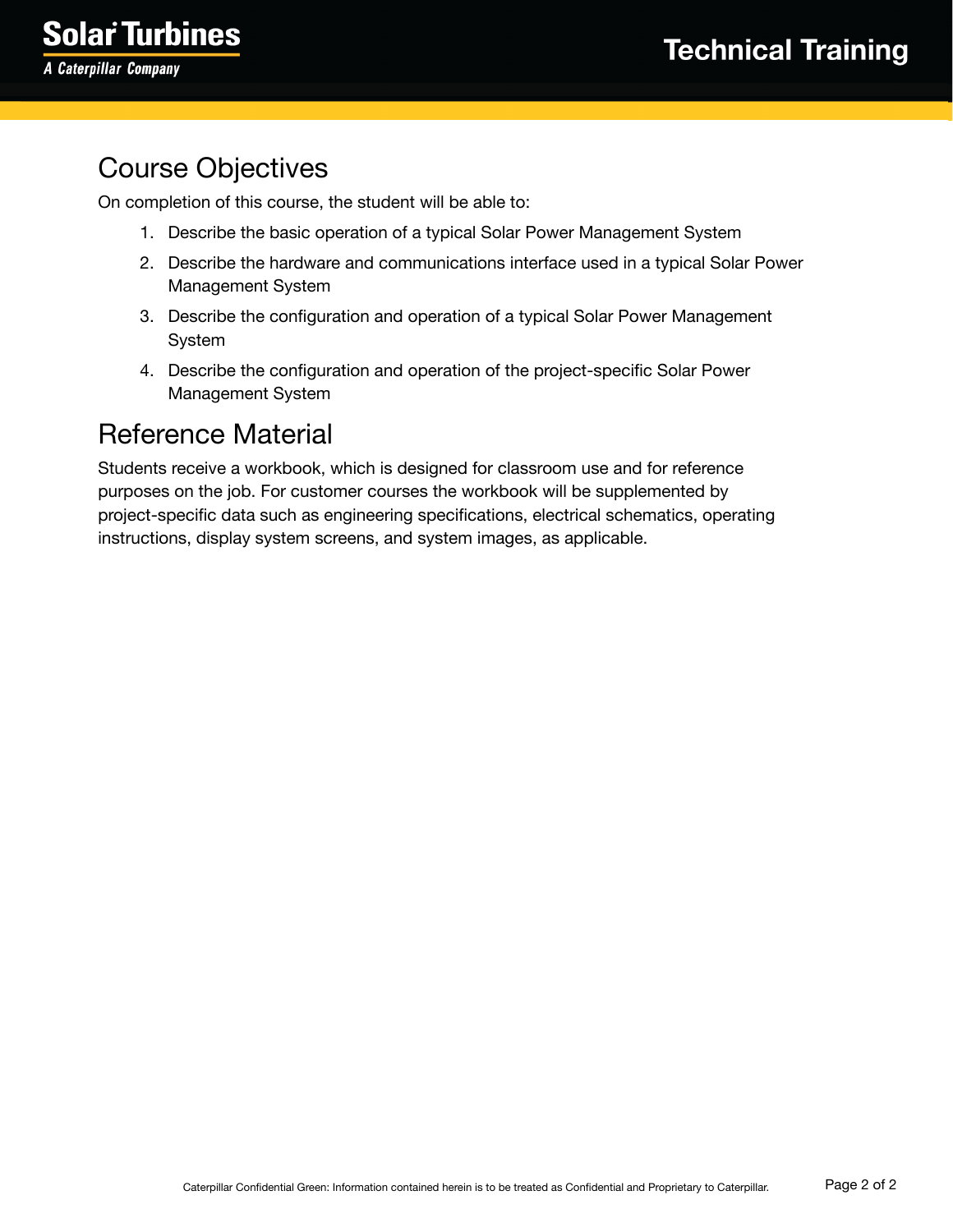## Course Objectives

On completion of this course, the student will be able to:

1. Describe the basic operation of a typical Solar Power Management System
2. Describe the hardware and communications interface used in a typical Solar Power Management System
3. Describe the configuration and operation of a typical Solar Power Management System
4. Describe the configuration and operation of the project-specific Solar Power Management System

## Reference Material

Students receive a workbook, which is designed for classroom use and for reference purposes on the job. For customer courses the workbook will be supplemented by project-specific data such as engineering specifications, electrical schematics, operating instructions, display system screens, and system images, as applicable.